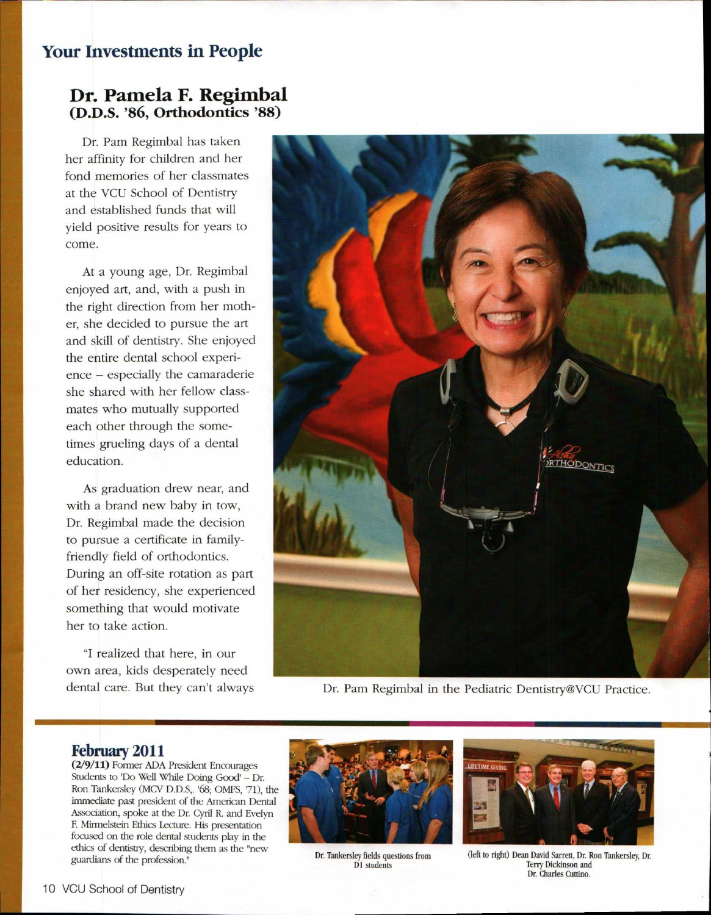## Your Investments in People

### Dr. Pamela F. Regimbal (D.D.S. '86, Orthodontics '88)

Dr. Pam Regimbal has taken her affinity for children and her fond memories of her classmates at the VCU School of Dentistry and established funds that will yield positive results for years to come.

At a young age, Dr. Regimbal enjoyed art, and, with a push in the right direction from her mother, she decided to pursue the art and skill of dentistry. She enjoyed the entire dental school experience – especially the camaraderie she shared with her fellow classmates who mutually supported each other through the sometimes grueling days of a dental education.

As graduation drew near, and with a brand new baby in tow, Dr. Regimbal made the decision to pursue a certificate in family-friendly field of orthodontics. During an off-site rotation as part of her residency, she experienced something that would motivate her to take action.

"I realized that here, in our own area, kids desperately need dental care. But they can't always

Dr. Pam Regimbal in the Pediatric Dentistry@VCU Practice.

### February 2011

**(2/9/11)** Former ADA President Encourages Students to 'Do Well While Doing Good' – Dr. Ron Tankersley (MCV D.D.S,. '68; OMFS, '71), the immediate past president of the American Dental Association, spoke at the Dr. Cyril R. and Evelyn F. Mirmelstein Ethics Lecture. His presentation focused on the role dental students play in the ethics of dentistry, describing them as the "new guardians of the profession."

Dr. Tankersley fields questions from D1 students

(left to right) Dean David Sarrett, Dr. Ron Tankersley, Dr. Terry Dickinson and Dr. Charles Cuttino.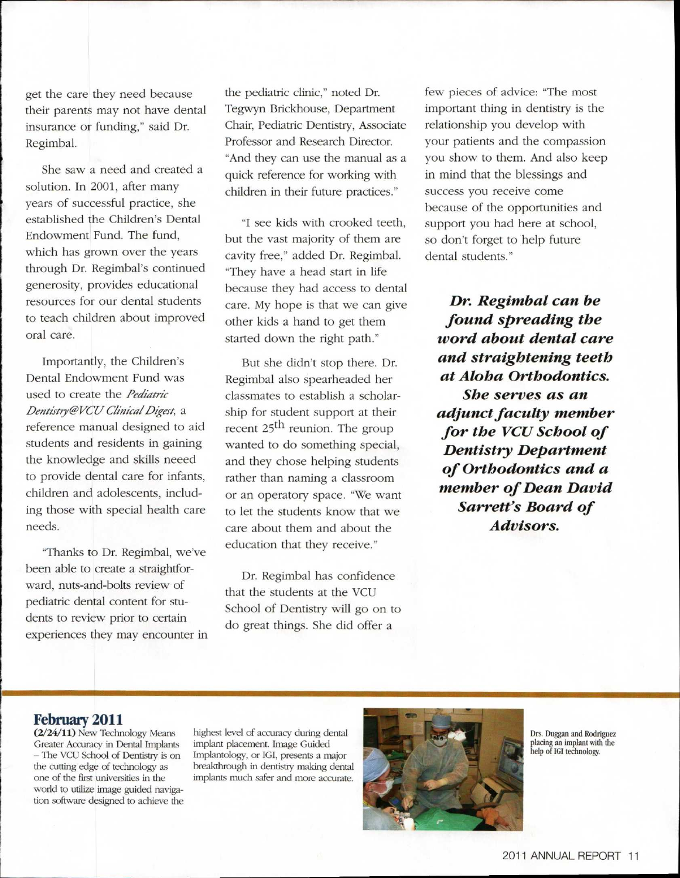get the care they need because their parents may not have dental insurance or funding," said Dr. Regimbal.

She saw a need and created a solution. In 2001, after many years of successful practice, she established the Children's Dental Endowment Fund. The fund, which has grown over the years through Dr. Regimbal's continued generosity, provides educational resources for our dental students to teach children about improved oral care.

Importantly, the Children's Dental Endowment Fund was used to create the *Pediatric Dentistry@VCU Clinical Digest*, a reference manual designed to aid students and residents in gaining the knowledge and skills neeed to provide dental care for infants, children and adolescents, including those with special health care needs.

"Thanks to Dr. Regimbal, we've been able to create a straightforward, nuts-and-bolts review of pediatric dental content for students to review prior to certain experiences they may encounter in the pediatric clinic," noted Dr. Tegwyn Brickhouse, Department Chair, Pediatric Dentistry, Associate Professor and Research Director. "And they can use the manual as a quick reference for working with children in their future practices."

"I see kids with crooked teeth, but the vast majority of them are cavity free," added Dr. Regimbal. "They have a head start in life because they had access to dental care. My hope is that we can give other kids a hand to get them started down the right path."

But she didn't stop there. Dr. Regimbal also spearheaded her classmates to establish a scholarship for student support at their recent 25th reunion. The group wanted to do something special, and they chose helping students rather than naming a classroom or an operatory space. "We want to let the students know that we care about them and about the education that they receive."

Dr. Regimbal has confidence that the students at the VCU School of Dentistry will go on to do great things. She did offer a few pieces of advice: "The most important thing in dentistry is the relationship you develop with your patients and the compassion you show to them. And also keep in mind that the blessings and success you receive come because of the opportunities and support you had here at school, so don't forget to help future dental students."

***Dr. Regimbal can be found spreading the word about dental care and straightening teeth at Aloha Orthodontics. She serves as an adjunct faculty member for the VCU School of Dentistry Department of Orthodontics and a member of Dean David Sarrett's Board of Advisors.***

## February 2011

**(2/24/11)** New Technology Means Greater Accuracy in Dental Implants – The VCU School of Dentistry is on the cutting edge of technology as one of the first universities in the world to utilize image guided navigation software designed to achieve the highest level of accuracy during dental implant placement. Image Guided Implantology, or IGI, presents a major breakthrough in dentistry making dental implants much safer and more accurate.

Drs. Duggan and Rodriguez placing an implant with the help of IGI technology.